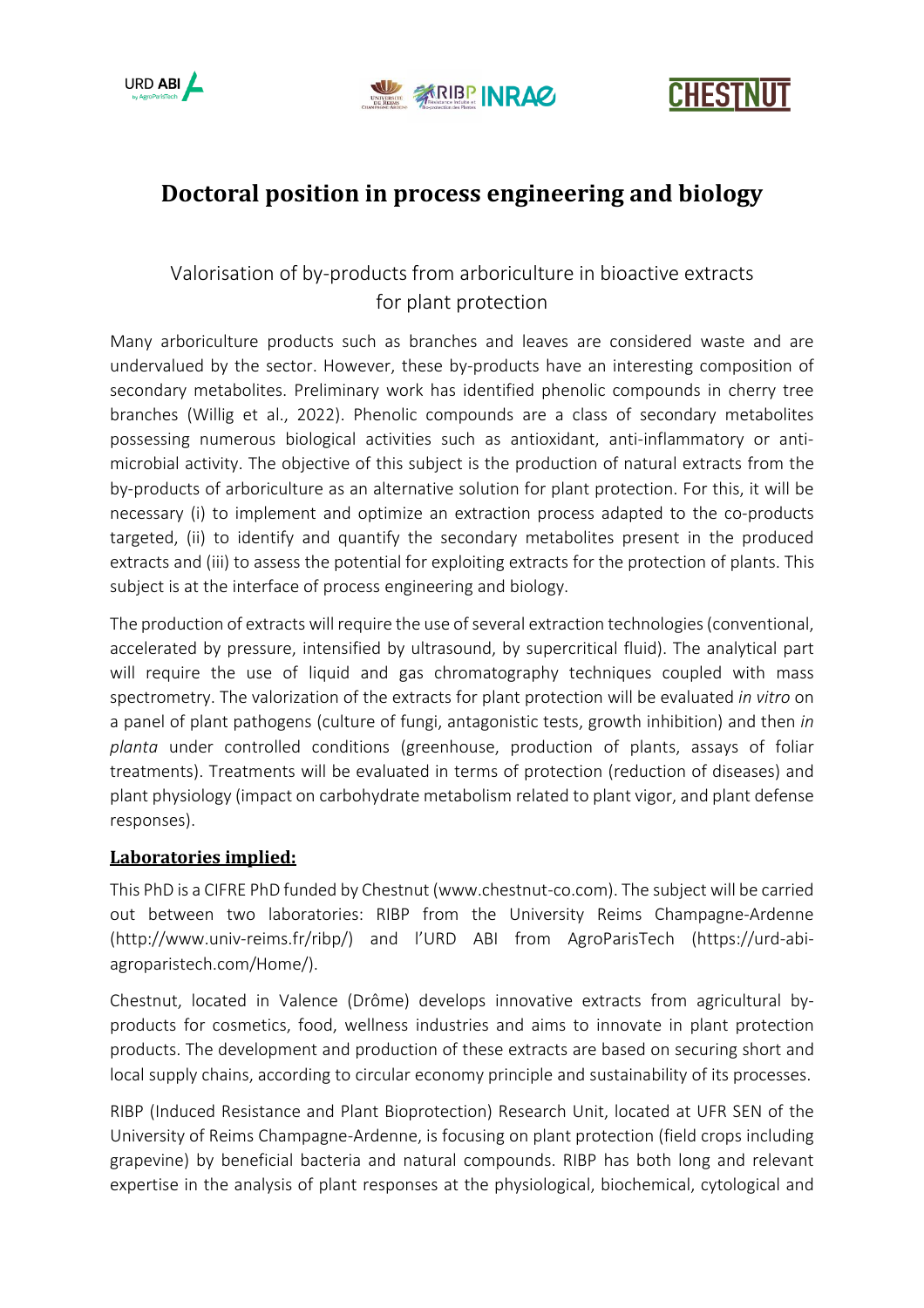# Doctoral position in process engineering and biology

## Valorisation of by-products from arboriculture in bioactive extracts for plant protection

Many arboriculture products such as branches and leaves are considered waste and are undervalued by the sector. However, these by-products have an interesting composition of secondary metabolites. Preliminary work has identified phenolic compounds in cherry tree branches (Willig et al., 2022). Phenolic compounds are a class of secondary metabolites possessing numerous biological activities such as antioxidant, anti-inflammatory or anti-microbial activity. The objective of this subject is the production of natural extracts from the by-products of arboriculture as an alternative solution for plant protection. For this, it will be necessary (i) to implement and optimize an extraction process adapted to the co-products targeted, (ii) to identify and quantify the secondary metabolites present in the produced extracts and (iii) to assess the potential for exploiting extracts for the protection of plants. This subject is at the interface of process engineering and biology.

The production of extracts will require the use of several extraction technologies (conventional, accelerated by pressure, intensified by ultrasound, by supercritical fluid). The analytical part will require the use of liquid and gas chromatography techniques coupled with mass spectrometry. The valorization of the extracts for plant protection will be evaluated *in vitro* on a panel of plant pathogens (culture of fungi, antagonistic tests, growth inhibition) and then *in planta* under controlled conditions (greenhouse, production of plants, assays of foliar treatments). Treatments will be evaluated in terms of protection (reduction of diseases) and plant physiology (impact on carbohydrate metabolism related to plant vigor, and plant defense responses).

### Laboratories implied:

This PhD is a CIFRE PhD funded by Chestnut (www.chestnut-co.com). The subject will be carried out between two laboratories: RIBP from the University Reims Champagne-Ardenne (http://www.univ-reims.fr/ribp/) and l'URD ABI from AgroParisTech (https://urd-abi-agroparistech.com/Home/).

Chestnut, located in Valence (Drôme) develops innovative extracts from agricultural by-products for cosmetics, food, wellness industries and aims to innovate in plant protection products. The development and production of these extracts are based on securing short and local supply chains, according to circular economy principle and sustainability of its processes.

RIBP (Induced Resistance and Plant Bioprotection) Research Unit, located at UFR SEN of the University of Reims Champagne-Ardenne, is focusing on plant protection (field crops including grapevine) by beneficial bacteria and natural compounds. RIBP has both long and relevant expertise in the analysis of plant responses at the physiological, biochemical, cytological and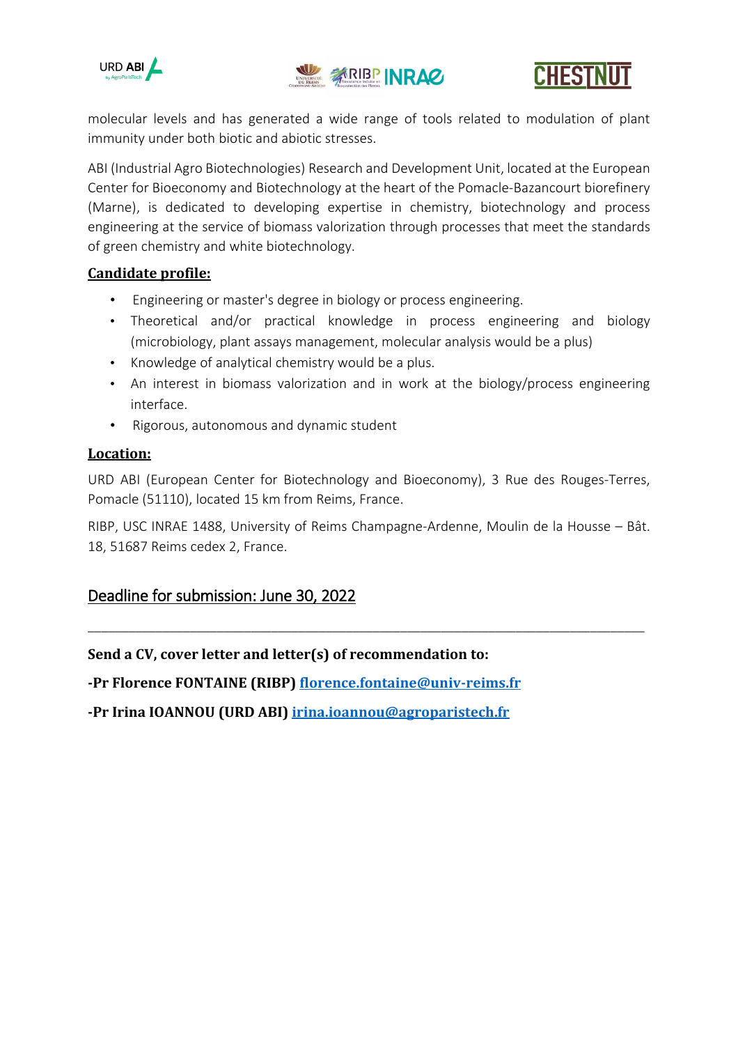molecular levels and has generated a wide range of tools related to modulation of plant immunity under both biotic and abiotic stresses.

ABI (Industrial Agro Biotechnologies) Research and Development Unit, located at the European Center for Bioeconomy and Biotechnology at the heart of the Pomacle-Bazancourt biorefinery (Marne), is dedicated to developing expertise in chemistry, biotechnology and process engineering at the service of biomass valorization through processes that meet the standards of green chemistry and white biotechnology.

**Candidate profile:**

- Engineering or master's degree in biology or process engineering.
- Theoretical and/or practical knowledge in process engineering and biology (microbiology, plant assays management, molecular analysis would be a plus)
- Knowledge of analytical chemistry would be a plus.
- An interest in biomass valorization and in work at the biology/process engineering interface.
- Rigorous, autonomous and dynamic student

**Location:**

URD ABI (European Center for Biotechnology and Bioeconomy), 3 Rue des Rouges-Terres, Pomacle (51110), located 15 km from Reims, France.

RIBP, USC INRAE 1488, University of Reims Champagne-Ardenne, Moulin de la Housse – Bât. 18, 51687 Reims cedex 2, France.

Deadline for submission: June 30, 2022

---

**Send a CV, cover letter and letter(s) of recommendation to:**

**-Pr Florence FONTAINE (RIBP) florence.fontaine@univ-reims.fr**

**-Pr Irina IOANNOU (URD ABI) irina.ioannou@agroparistech.fr**